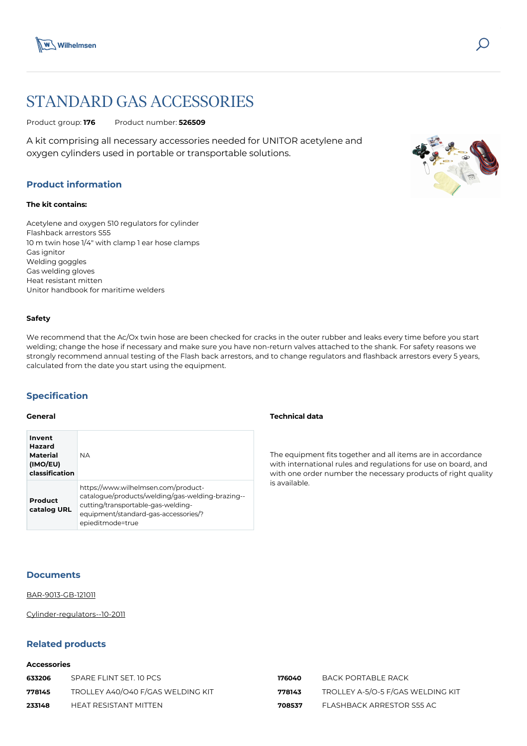# STANDARD GAS ACCESSORIES

Product group: **176** Product number: **526509**

A kit comprising all necessary accessories needed for UNITOR acetylene and oxygen cylinders used in portable or transportable solutions.

## Product information

**The kit contains:**

Acetylene and oxygen 510 regulators for cylinder
Flashback arrestors S55
10 m twin hose 1/4" with clamp 1 ear hose clamps
Gas ignitor
Welding goggles
Gas welding gloves
Heat resistant mitten
Unitor handbook for maritime welders

**Safety**

We recommend that the Ac/Ox twin hose are been checked for cracks in the outer rubber and leaks every time before you start welding; change the hose if necessary and make sure you have non-return valves attached to the shank. For safety reasons we strongly recommend annual testing of the Flash back arrestors, and to change regulators and flashback arrestors every 5 years, calculated from the date you start using the equipment.

## Specification

**General**

| | |
|---|---|
| **Invent Hazard Material (IMO/EU) classification** | NA |
| **Product catalog URL** | https://www.wilhelmsen.com/product-catalogue/products/welding/gas-welding-brazing--cutting/transportable-gas-welding-equipment/standard-gas-accessories/?epieditmode=true |

**Technical data**

The equipment fits together and all items are in accordance with international rules and regulations for use on board, and with one order number the necessary products of right quality is available.

## Documents

BAR-9013-GB-121011

Cylinder-regulators--10-2011

## Related products

**Accessories**

| | |
|---|---|
| **633206** | SPARE FLINT SET. 10 PCS |
| **778145** | TROLLEY A40/O40 F/GAS WELDING KIT |
| **233148** | HEAT RESISTANT MITTEN |
| **176040** | BACK PORTABLE RACK |
| **778143** | TROLLEY A-5/O-5 F/GAS WELDING KIT |
| **708537** | FLASHBACK ARRESTOR S55 AC |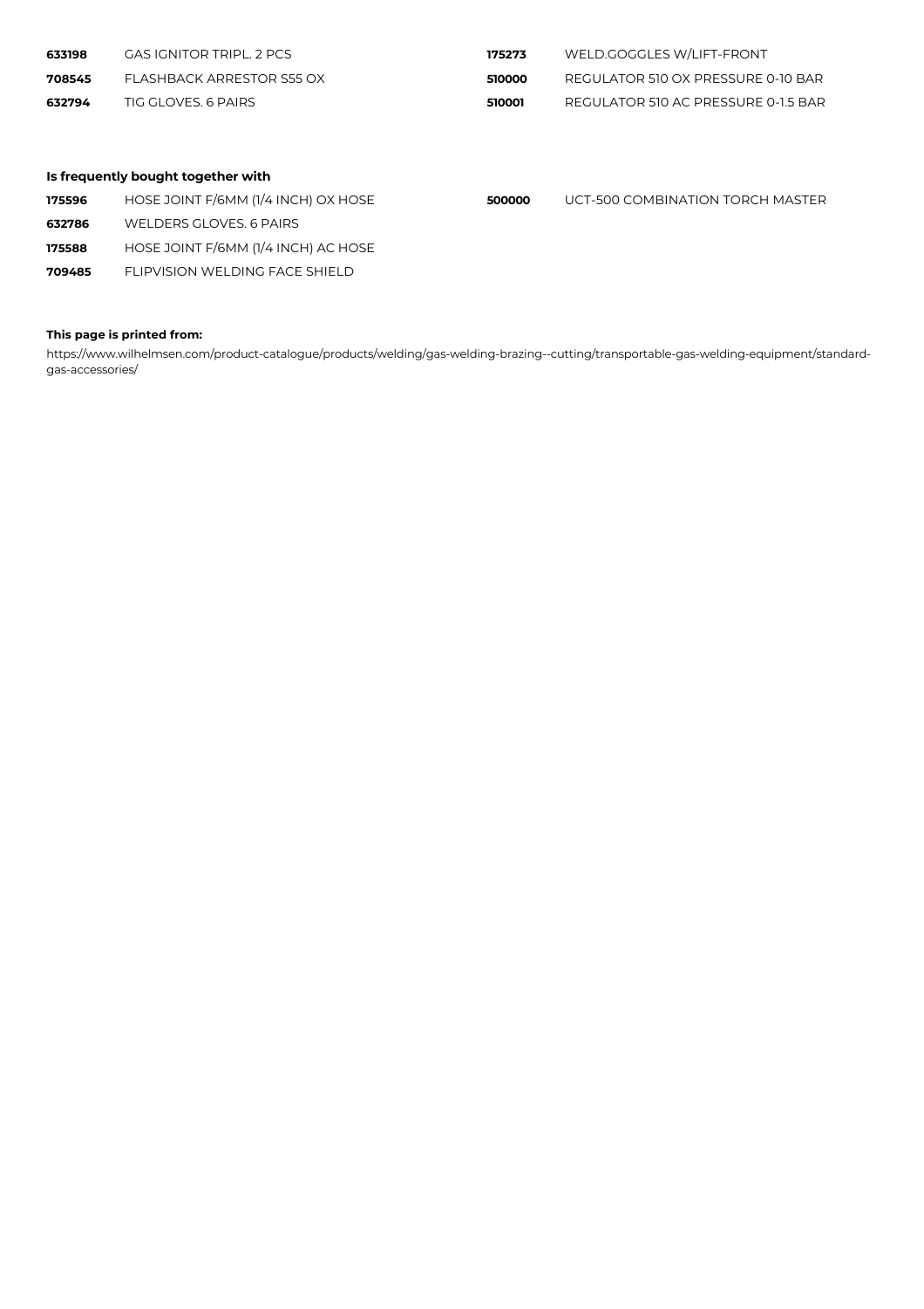| | | | |
|---|---|---|---|
| **633198** | GAS IGNITOR TRIPL. 2 PCS | **175273** | WELD.GOGGLES W/LIFT-FRONT |
| **708545** | FLASHBACK ARRESTOR S55 OX | **510000** | REGULATOR 510 OX PRESSURE 0-10 BAR |
| **632794** | TIG GLOVES. 6 PAIRS | **510001** | REGULATOR 510 AC PRESSURE 0-1.5 BAR |

**Is frequently bought together with**

| | | | |
|---|---|---|---|
| **175596** | HOSE JOINT F/6MM (1/4 INCH) OX HOSE | **500000** | UCT-500 COMBINATION TORCH MASTER |
| **632786** | WELDERS GLOVES. 6 PAIRS | | |
| **175588** | HOSE JOINT F/6MM (1/4 INCH) AC HOSE | | |
| **709485** | FLIPVISION WELDING FACE SHIELD | | |

**This page is printed from:**

https://www.wilhelmsen.com/product-catalogue/products/welding/gas-welding-brazing--cutting/transportable-gas-welding-equipment/standard-gas-accessories/